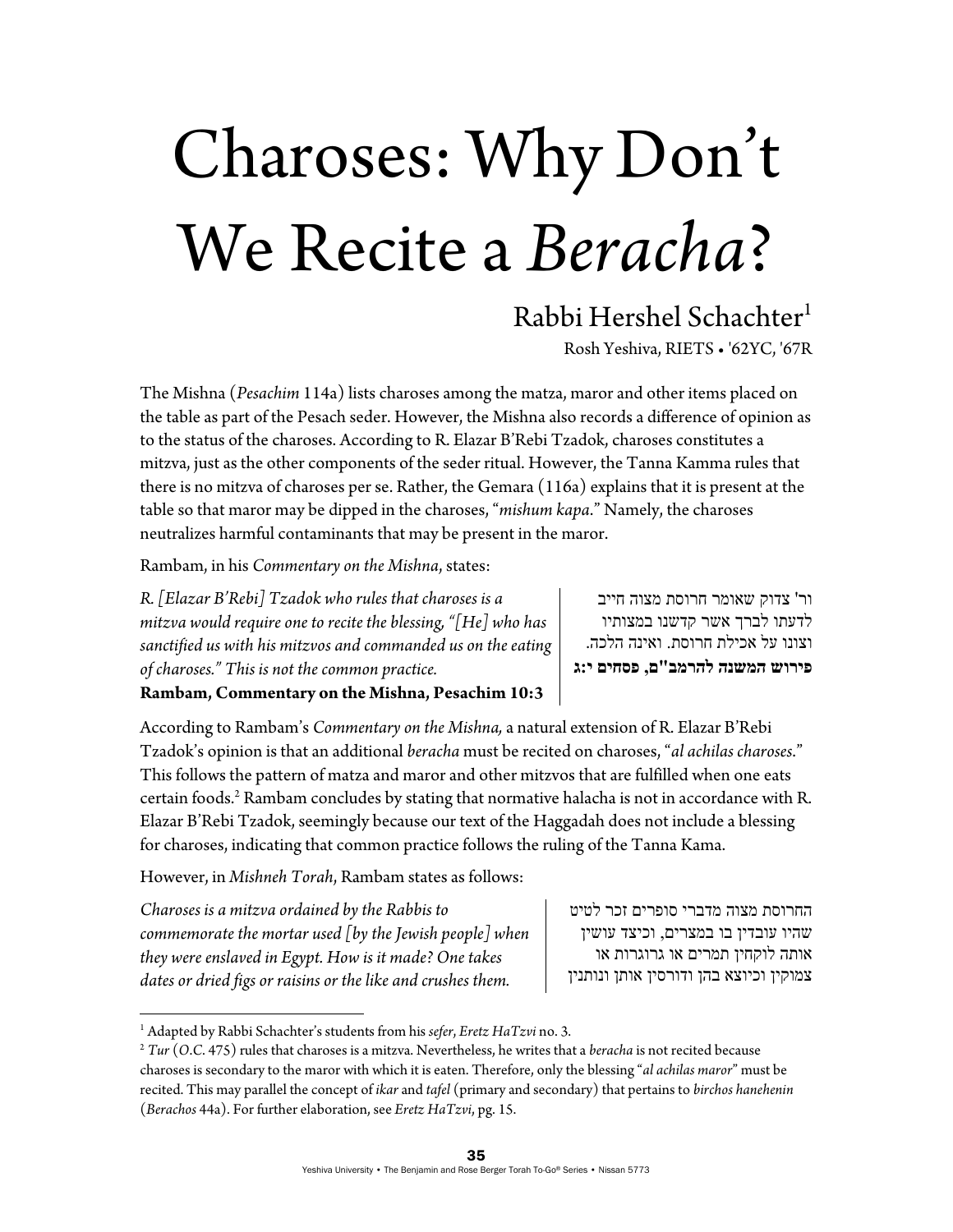④# Charoses: Why Don't We Recite a *Beracha*?

## Rabbi Hershel Schachter[1]

Rosh Yeshiva, RIETS • '62YC, '67R

The Mishna (*Pesachim* 114a) lists charoses among the matza, maror and other items placed on the table as part of the Pesach seder. However, the Mishna also records a difference of opinion as to the status of the charoses. According to R. Elazar B'Rebi Tzadok, charoses constitutes a mitzva, just as the other components of the seder ritual. However, the Tanna Kamma rules that there is no mitzva of charoses per se. Rather, the Gemara (116a) explains that it is present at the table so that maror may be dipped in the charoses, "*mishum kapa*." Namely, the charoses neutralizes harmful contaminants that may be present in the maror.

Rambam, in his *Commentary on the Mishna*, states:

*R. [Elazar B'Rebi] Tzadok who rules that charoses is a mitzva would require one to recite the blessing, "[He] who has sanctified us with his mitzvos and commanded us on the eating of charoses." This is not the common practice.*

**Rambam, Commentary on the Mishna, Pesachim 10:3**

ור' צדוק שאומר חרוסת מצוה חייב לדעתו לברך אשר קדשנו במצותיו וצונו על אכילת חרוסת. ואינה הלכה.

**פירוש המשנה להרמב"ם, פסחים י:ג**

According to Rambam's *Commentary on the Mishna,* a natural extension of R. Elazar B'Rebi Tzadok's opinion is that an additional *beracha* must be recited on charoses, "*al achilas charoses*." This follows the pattern of matza and maror and other mitzvos that are fulfilled when one eats certain foods.[2] Rambam concludes by stating that normative halacha is not in accordance with R. Elazar B'Rebi Tzadok, seemingly because our text of the Haggadah does not include a blessing for charoses, indicating that common practice follows the ruling of the Tanna Kama.

However, in *Mishneh Torah*, Rambam states as follows:

*Charoses is a mitzva ordained by the Rabbis to commemorate the mortar used [by the Jewish people] when they were enslaved in Egypt. How is it made? One takes dates or dried figs or raisins or the like and crushes them.*

החרוסת מצוה מדברי סופרים זכר לטיט שהיו עובדין בו במצרים, וכיצד עושין אותה לוקחין תמרים או גרוגרות או צמוקין וכיוצא בהן ודורסין אותן ונותנין

---

[1] Adapted by Rabbi Schachter's students from his *sefer*, *Eretz HaTzvi* no. 3.

[2] *Tur* (*O.C.* 475) rules that charoses is a mitzva. Nevertheless, he writes that a *beracha* is not recited because charoses is secondary to the maror with which it is eaten. Therefore, only the blessing "*al achilas maror*" must be recited. This may parallel the concept of *ikar* and *tafel* (primary and secondary) that pertains to *birchos hanehenin* (*Berachos* 44a). For further elaboration, see *Eretz HaTzvi*, pg. 15.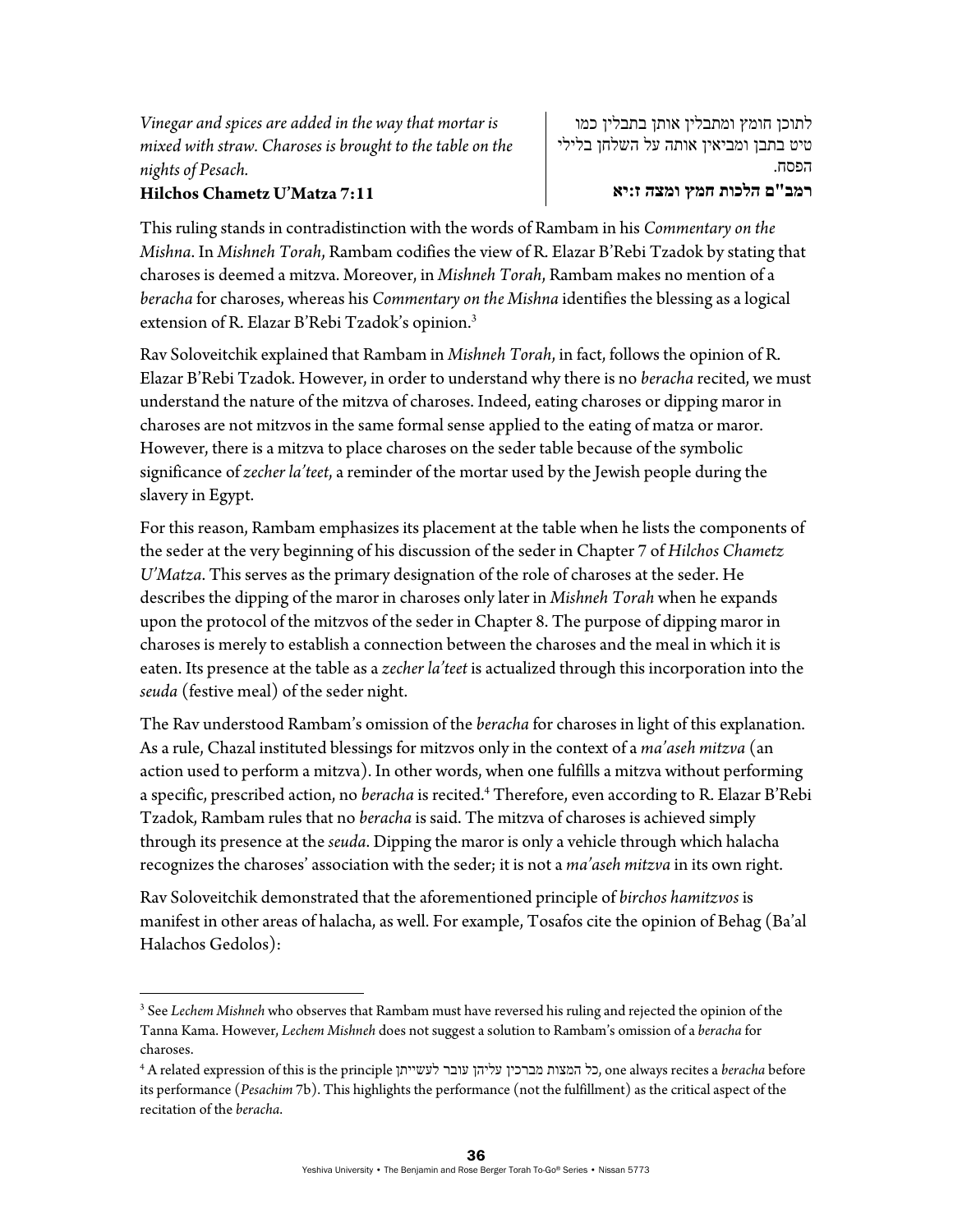*Vinegar and spices are added in the way that mortar is mixed with straw. Charoses is brought to the table on the nights of Pesach.*

**Hilchos Chametz U'Matza 7:11**

לתוכן חומץ ומתבלין אותן בתבלין כמו טיט בתבן ומביאין אותה על השלחן בלילי הפסח.

**רמב"ם הלכות חמץ ומצה ז:יא**

This ruling stands in contradistinction with the words of Rambam in his *Commentary on the Mishna*. In *Mishneh Torah*, Rambam codifies the view of R. Elazar B'Rebi Tzadok by stating that charoses is deemed a mitzva. Moreover, in *Mishneh Torah*, Rambam makes no mention of a *beracha* for charoses, whereas his *Commentary on the Mishna* identifies the blessing as a logical extension of R. Elazar B'Rebi Tzadok's opinion.[3]

Rav Soloveitchik explained that Rambam in *Mishneh Torah*, in fact, follows the opinion of R. Elazar B'Rebi Tzadok. However, in order to understand why there is no *beracha* recited, we must understand the nature of the mitzva of charoses. Indeed, eating charoses or dipping maror in charoses are not mitzvos in the same formal sense applied to the eating of matza or maror. However, there is a mitzva to place charoses on the seder table because of the symbolic significance of *zecher la'teet*, a reminder of the mortar used by the Jewish people during the slavery in Egypt.

For this reason, Rambam emphasizes its placement at the table when he lists the components of the seder at the very beginning of his discussion of the seder in Chapter 7 of *Hilchos Chametz U'Matza*. This serves as the primary designation of the role of charoses at the seder. He describes the dipping of the maror in charoses only later in *Mishneh Torah* when he expands upon the protocol of the mitzvos of the seder in Chapter 8. The purpose of dipping maror in charoses is merely to establish a connection between the charoses and the meal in which it is eaten. Its presence at the table as a *zecher la'teet* is actualized through this incorporation into the *seuda* (festive meal) of the seder night.

The Rav understood Rambam's omission of the *beracha* for charoses in light of this explanation. As a rule, Chazal instituted blessings for mitzvos only in the context of a *ma'aseh mitzva* (an action used to perform a mitzva). In other words, when one fulfills a mitzva without performing a specific, prescribed action, no *beracha* is recited.[4] Therefore, even according to R. Elazar B'Rebi Tzadok, Rambam rules that no *beracha* is said. The mitzva of charoses is achieved simply through its presence at the *seuda*. Dipping the maror is only a vehicle through which halacha recognizes the charoses' association with the seder; it is not a *ma'aseh mitzva* in its own right.

Rav Soloveitchik demonstrated that the aforementioned principle of *birchos hamitzvos* is manifest in other areas of halacha, as well. For example, Tosafos cite the opinion of Behag (Ba'al Halachos Gedolos):

---

[3] See *Lechem Mishneh* who observes that Rambam must have reversed his ruling and rejected the opinion of the Tanna Kama. However, *Lechem Mishneh* does not suggest a solution to Rambam's omission of a *beracha* for charoses.

[4] A related expression of this is the principle כל המצות מברכין עליהן עובר לעשייתן, one always recites a *beracha* before its performance (*Pesachim* 7b). This highlights the performance (not the fulfillment) as the critical aspect of the recitation of the *beracha*.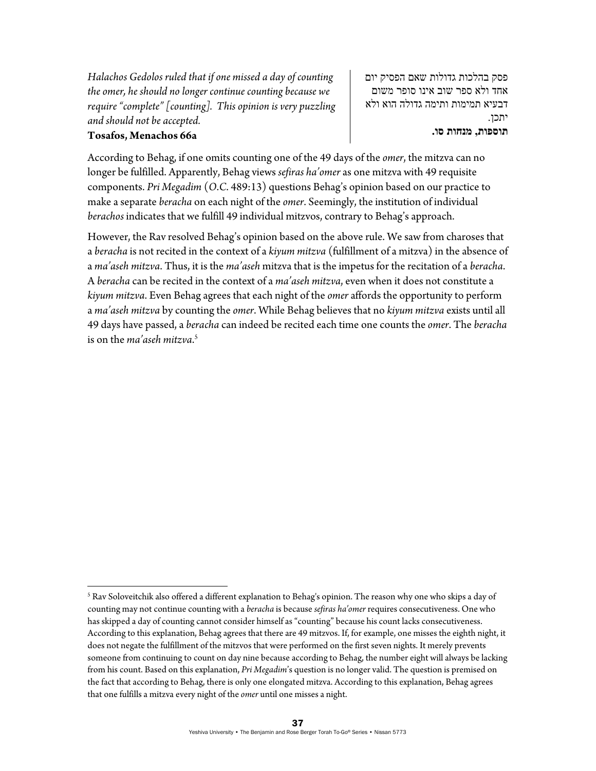*Halachos Gedolos ruled that if one missed a day of counting the omer, he should no longer continue counting because we require "complete" [counting]. This opinion is very puzzling and should not be accepted.*

**Tosafos, Menachos 66a**

פסק בהלכות גדולות שאם הפסיק יום אחד ולא ספר שוב אינו סופר משום דבעיא תמימות ותימה גדולה הוא ולא יתכן.

**תוספות, מנחות סו.**

According to Behag, if one omits counting one of the 49 days of the *omer*, the mitzva can no longer be fulfilled. Apparently, Behag views *sefiras ha'omer* as one mitzva with 49 requisite components. *Pri Megadim* (*O.C.* 489:13) questions Behag's opinion based on our practice to make a separate *beracha* on each night of the *omer*. Seemingly, the institution of individual *berachos* indicates that we fulfill 49 individual mitzvos, contrary to Behag's approach.

However, the Rav resolved Behag's opinion based on the above rule. We saw from charoses that a *beracha* is not recited in the context of a *kiyum mitzva* (fulfillment of a mitzva) in the absence of a *ma'aseh mitzva*. Thus, it is the *ma'aseh* mitzva that is the impetus for the recitation of a *beracha*. A *beracha* can be recited in the context of a *ma'aseh mitzva*, even when it does not constitute a *kiyum mitzva*. Even Behag agrees that each night of the *omer* affords the opportunity to perform a *ma'aseh mitzva* by counting the *omer*. While Behag believes that no *kiyum mitzva* exists until all 49 days have passed, a *beracha* can indeed be recited each time one counts the *omer*. The *beracha* is on the *ma'aseh mitzva*.[5]

---

[5] Rav Soloveitchik also offered a different explanation to Behag's opinion. The reason why one who skips a day of counting may not continue counting with a *beracha* is because *sefiras ha'omer* requires consecutiveness. One who has skipped a day of counting cannot consider himself as "counting" because his count lacks consecutiveness. According to this explanation, Behag agrees that there are 49 mitzvos. If, for example, one misses the eighth night, it does not negate the fulfillment of the mitzvos that were performed on the first seven nights. It merely prevents someone from continuing to count on day nine because according to Behag, the number eight will always be lacking from his count. Based on this explanation, *Pri Megadim*'s question is no longer valid. The question is premised on the fact that according to Behag, there is only one elongated mitzva. According to this explanation, Behag agrees that one fulfills a mitzva every night of the *omer* until one misses a night.